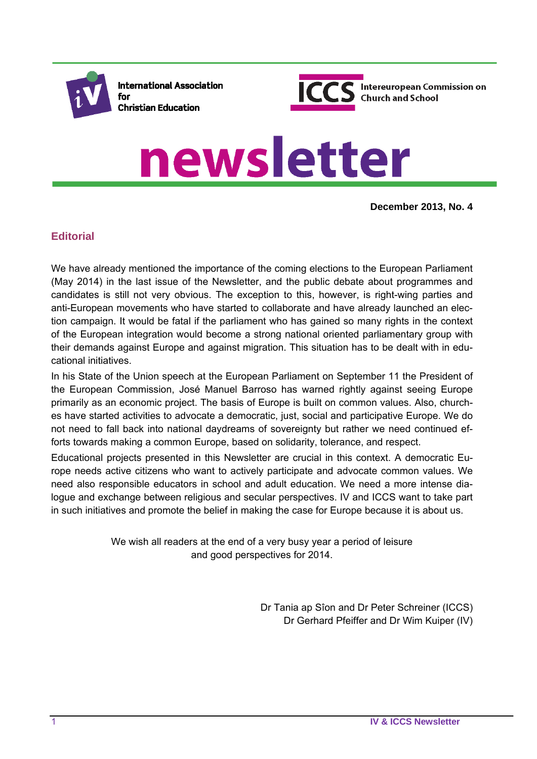International Association for Christian Education

ICCS Intereuropean Commission on Church and School

# newsletter

**December 2013, No. 4**

## Editorial

We have already mentioned the importance of the coming elections to the European Parliament (May 2014) in the last issue of the Newsletter, and the public debate about programmes and candidates is still not very obvious. The exception to this, however, is right-wing parties and anti-European movements who have started to collaborate and have already launched an election campaign. It would be fatal if the parliament who has gained so many rights in the context of the European integration would become a strong national oriented parliamentary group with their demands against Europe and against migration. This situation has to be dealt with in educational initiatives.

In his State of the Union speech at the European Parliament on September 11 the President of the European Commission, José Manuel Barroso has warned rightly against seeing Europe primarily as an economic project. The basis of Europe is built on common values. Also, churches have started activities to advocate a democratic, just, social and participative Europe. We do not need to fall back into national daydreams of sovereignty but rather we need continued efforts towards making a common Europe, based on solidarity, tolerance, and respect.

Educational projects presented in this Newsletter are crucial in this context. A democratic Europe needs active citizens who want to actively participate and advocate common values. We need also responsible educators in school and adult education. We need a more intense dialogue and exchange between religious and secular perspectives. IV and ICCS want to take part in such initiatives and promote the belief in making the case for Europe because it is about us.

We wish all readers at the end of a very busy year a period of leisure and good perspectives for 2014.

Dr Tania ap Sîon and Dr Peter Schreiner (ICCS)
Dr Gerhard Pfeiffer and Dr Wim Kuiper (IV)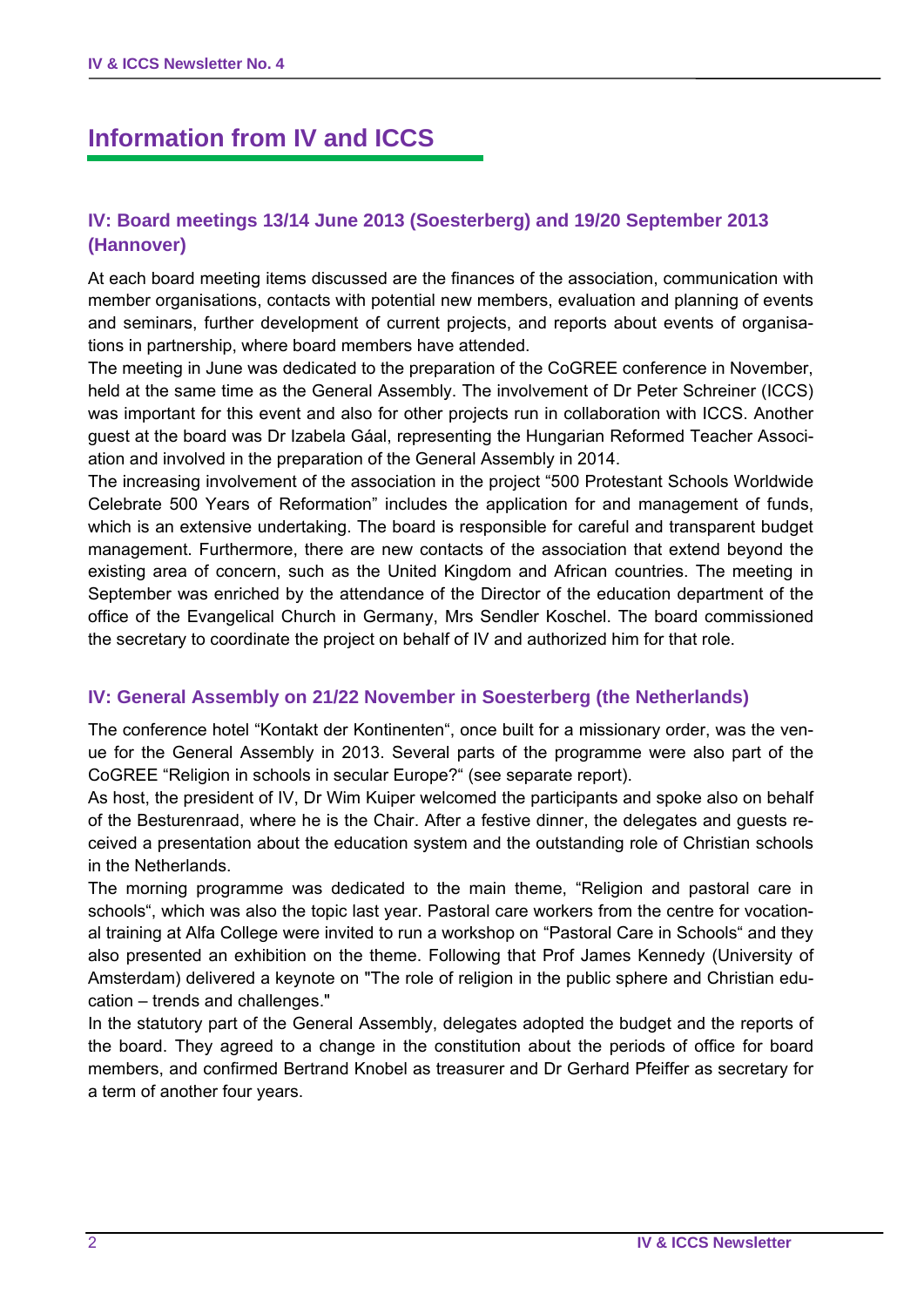# Information from IV and ICCS

## IV: Board meetings 13/14 June 2013 (Soesterberg) and 19/20 September 2013 (Hannover)

At each board meeting items discussed are the finances of the association, communication with member organisations, contacts with potential new members, evaluation and planning of events and seminars, further development of current projects, and reports about events of organisations in partnership, where board members have attended.

The meeting in June was dedicated to the preparation of the CoGREE conference in November, held at the same time as the General Assembly. The involvement of Dr Peter Schreiner (ICCS) was important for this event and also for other projects run in collaboration with ICCS. Another guest at the board was Dr Izabela Gáal, representing the Hungarian Reformed Teacher Association and involved in the preparation of the General Assembly in 2014.

The increasing involvement of the association in the project "500 Protestant Schools Worldwide Celebrate 500 Years of Reformation" includes the application for and management of funds, which is an extensive undertaking. The board is responsible for careful and transparent budget management. Furthermore, there are new contacts of the association that extend beyond the existing area of concern, such as the United Kingdom and African countries. The meeting in September was enriched by the attendance of the Director of the education department of the office of the Evangelical Church in Germany, Mrs Sendler Koschel. The board commissioned the secretary to coordinate the project on behalf of IV and authorized him for that role.

## IV: General Assembly on 21/22 November in Soesterberg (the Netherlands)

The conference hotel "Kontakt der Kontinenten", once built for a missionary order, was the venue for the General Assembly in 2013. Several parts of the programme were also part of the CoGREE "Religion in schools in secular Europe?" (see separate report).

As host, the president of IV, Dr Wim Kuiper welcomed the participants and spoke also on behalf of the Besturenraad, where he is the Chair. After a festive dinner, the delegates and guests received a presentation about the education system and the outstanding role of Christian schools in the Netherlands.

The morning programme was dedicated to the main theme, "Religion and pastoral care in schools", which was also the topic last year. Pastoral care workers from the centre for vocational training at Alfa College were invited to run a workshop on "Pastoral Care in Schools" and they also presented an exhibition on the theme. Following that Prof James Kennedy (University of Amsterdam) delivered a keynote on "The role of religion in the public sphere and Christian education – trends and challenges."

In the statutory part of the General Assembly, delegates adopted the budget and the reports of the board. They agreed to a change in the constitution about the periods of office for board members, and confirmed Bertrand Knobel as treasurer and Dr Gerhard Pfeiffer as secretary for a term of another four years.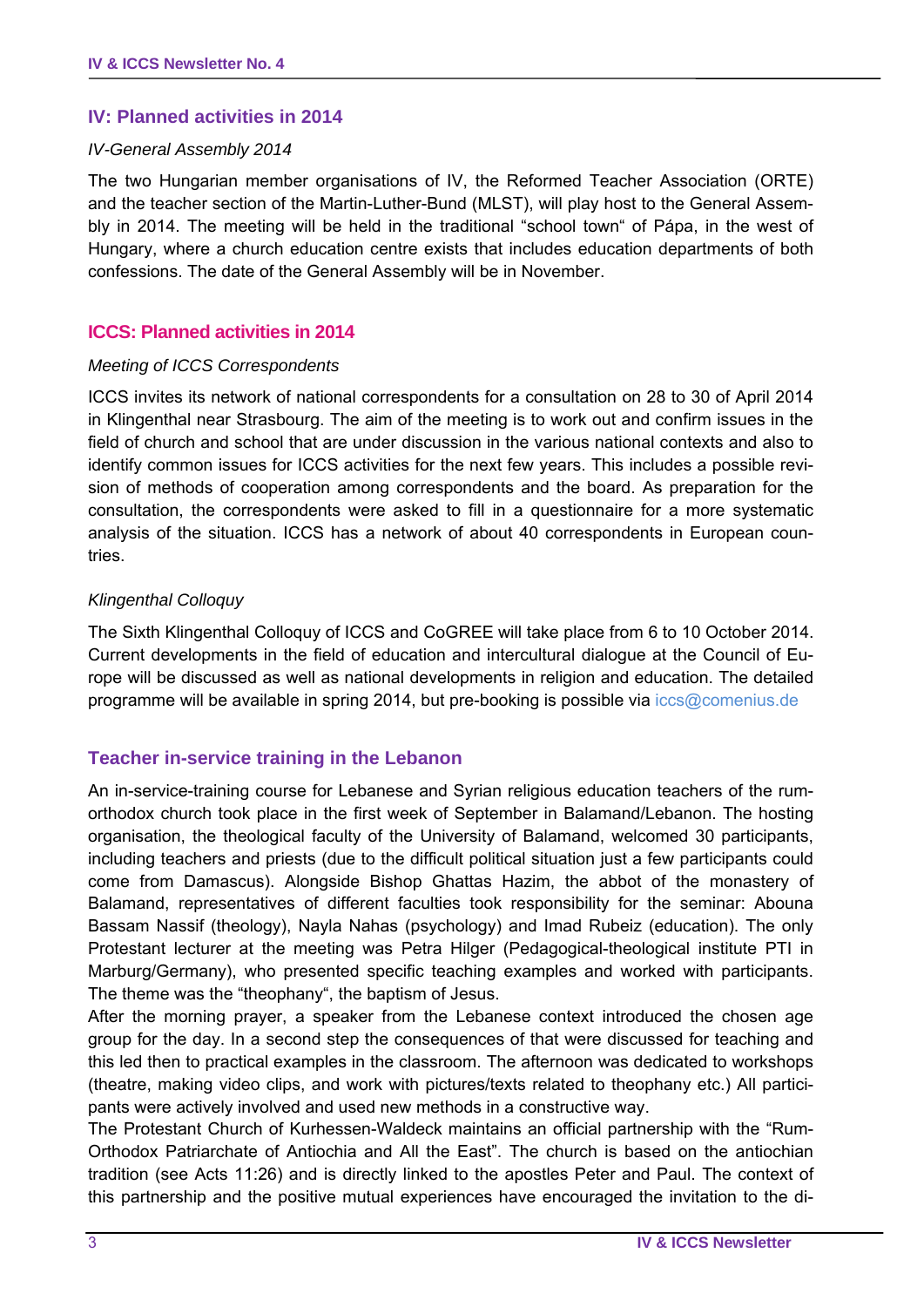## IV: Planned activities in 2014

*IV-General Assembly 2014*

The two Hungarian member organisations of IV, the Reformed Teacher Association (ORTE) and the teacher section of the Martin-Luther-Bund (MLST), will play host to the General Assembly in 2014. The meeting will be held in the traditional "school town" of Pápa, in the west of Hungary, where a church education centre exists that includes education departments of both confessions. The date of the General Assembly will be in November.

## ICCS: Planned activities in 2014

*Meeting of ICCS Correspondents*

ICCS invites its network of national correspondents for a consultation on 28 to 30 of April 2014 in Klingenthal near Strasbourg. The aim of the meeting is to work out and confirm issues in the field of church and school that are under discussion in the various national contexts and also to identify common issues for ICCS activities for the next few years. This includes a possible revision of methods of cooperation among correspondents and the board. As preparation for the consultation, the correspondents were asked to fill in a questionnaire for a more systematic analysis of the situation. ICCS has a network of about 40 correspondents in European countries.

*Klingenthal Colloquy*

The Sixth Klingenthal Colloquy of ICCS and CoGREE will take place from 6 to 10 October 2014. Current developments in the field of education and intercultural dialogue at the Council of Europe will be discussed as well as national developments in religion and education. The detailed programme will be available in spring 2014, but pre-booking is possible via iccs@comenius.de

## Teacher in-service training in the Lebanon

An in-service-training course for Lebanese and Syrian religious education teachers of the rum-orthodox church took place in the first week of September in Balamand/Lebanon. The hosting organisation, the theological faculty of the University of Balamand, welcomed 30 participants, including teachers and priests (due to the difficult political situation just a few participants could come from Damascus). Alongside Bishop Ghattas Hazim, the abbot of the monastery of Balamand, representatives of different faculties took responsibility for the seminar: Abouna Bassam Nassif (theology), Nayla Nahas (psychology) and Imad Rubeiz (education). The only Protestant lecturer at the meeting was Petra Hilger (Pedagogical-theological institute PTI in Marburg/Germany), who presented specific teaching examples and worked with participants. The theme was the "theophany", the baptism of Jesus.

After the morning prayer, a speaker from the Lebanese context introduced the chosen age group for the day. In a second step the consequences of that were discussed for teaching and this led then to practical examples in the classroom. The afternoon was dedicated to workshops (theatre, making video clips, and work with pictures/texts related to theophany etc.) All participants were actively involved and used new methods in a constructive way.

The Protestant Church of Kurhessen-Waldeck maintains an official partnership with the "Rum-Orthodox Patriarchate of Antiochia and All the East". The church is based on the antiochian tradition (see Acts 11:26) and is directly linked to the apostles Peter and Paul. The context of this partnership and the positive mutual experiences have encouraged the invitation to the di-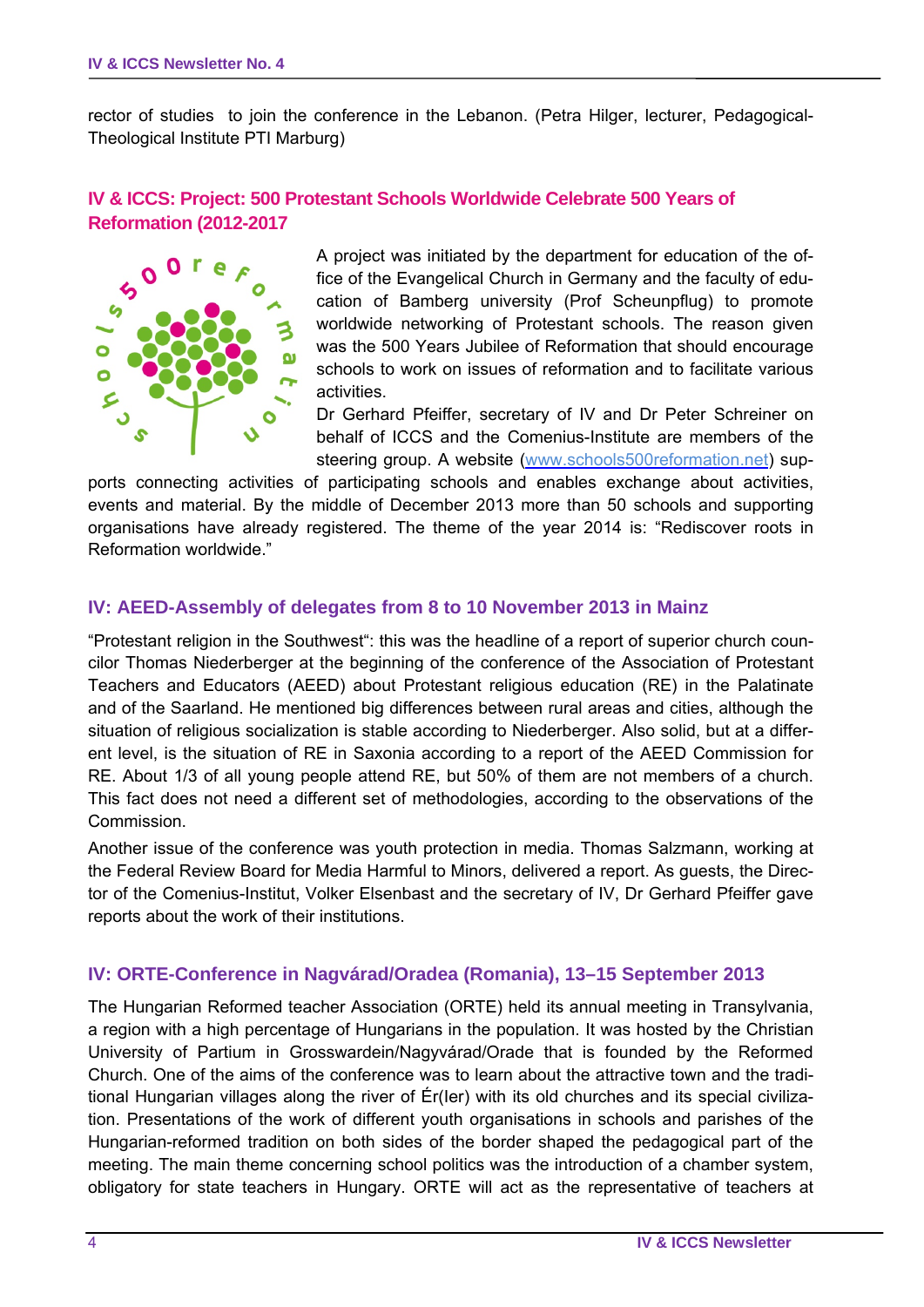rector of studies to join the conference in the Lebanon. (Petra Hilger, lecturer, Pedagogical-Theological Institute PTI Marburg)

## IV & ICCS: Project: 500 Protestant Schools Worldwide Celebrate 500 Years of Reformation (2012-2017

A project was initiated by the department for education of the office of the Evangelical Church in Germany and the faculty of education of Bamberg university (Prof Scheunpflug) to promote worldwide networking of Protestant schools. The reason given was the 500 Years Jubilee of Reformation that should encourage schools to work on issues of reformation and to facilitate various activities.

Dr Gerhard Pfeiffer, secretary of IV and Dr Peter Schreiner on behalf of ICCS and the Comenius-Institute are members of the steering group. A website (www.schools500reformation.net) supports connecting activities of participating schools and enables exchange about activities, events and material. By the middle of December 2013 more than 50 schools and supporting organisations have already registered. The theme of the year 2014 is: "Rediscover roots in Reformation worldwide."

## IV: AEED-Assembly of delegates from 8 to 10 November 2013 in Mainz

"Protestant religion in the Southwest": this was the headline of a report of superior church councilor Thomas Niederberger at the beginning of the conference of the Association of Protestant Teachers and Educators (AEED) about Protestant religious education (RE) in the Palatinate and of the Saarland. He mentioned big differences between rural areas and cities, although the situation of religious socialization is stable according to Niederberger. Also solid, but at a different level, is the situation of RE in Saxonia according to a report of the AEED Commission for RE. About 1/3 of all young people attend RE, but 50% of them are not members of a church. This fact does not need a different set of methodologies, according to the observations of the Commission.

Another issue of the conference was youth protection in media. Thomas Salzmann, working at the Federal Review Board for Media Harmful to Minors, delivered a report. As guests, the Director of the Comenius-Institut, Volker Elsenbast and the secretary of IV, Dr Gerhard Pfeiffer gave reports about the work of their institutions.

## IV: ORTE-Conference in Nagvárad/Oradea (Romania), 13–15 September 2013

The Hungarian Reformed teacher Association (ORTE) held its annual meeting in Transylvania, a region with a high percentage of Hungarians in the population. It was hosted by the Christian University of Partium in Grosswardein/Nagyvárad/Orade that is founded by the Reformed Church. One of the aims of the conference was to learn about the attractive town and the traditional Hungarian villages along the river of Ér(Ier) with its old churches and its special civilization. Presentations of the work of different youth organisations in schools and parishes of the Hungarian-reformed tradition on both sides of the border shaped the pedagogical part of the meeting. The main theme concerning school politics was the introduction of a chamber system, obligatory for state teachers in Hungary. ORTE will act as the representative of teachers at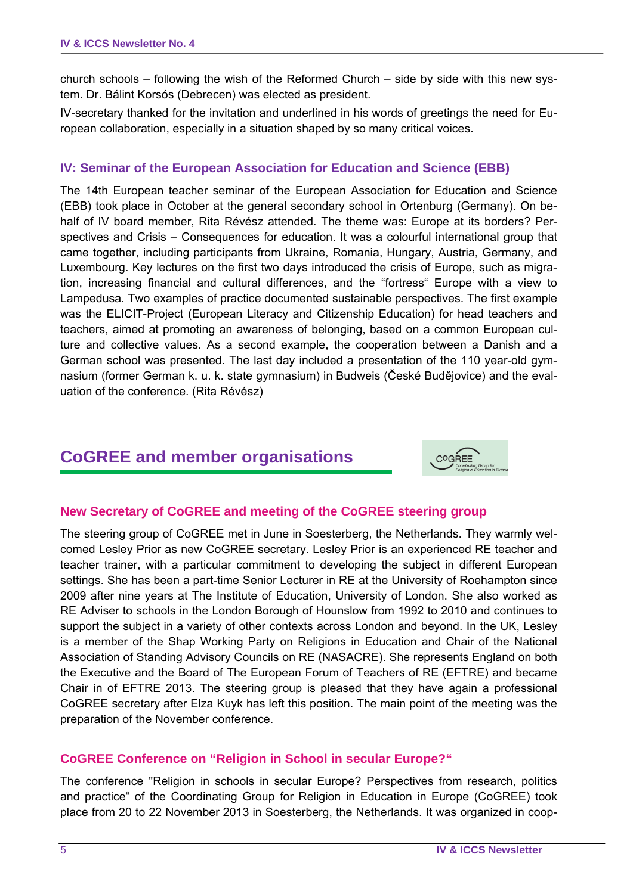church schools – following the wish of the Reformed Church – side by side with this new system. Dr. Bálint Korsós (Debrecen) was elected as president.

IV-secretary thanked for the invitation and underlined in his words of greetings the need for European collaboration, especially in a situation shaped by so many critical voices.

### IV: Seminar of the European Association for Education and Science (EBB)

The 14th European teacher seminar of the European Association for Education and Science (EBB) took place in October at the general secondary school in Ortenburg (Germany). On behalf of IV board member, Rita Révész attended. The theme was: Europe at its borders? Perspectives and Crisis – Consequences for education. It was a colourful international group that came together, including participants from Ukraine, Romania, Hungary, Austria, Germany, and Luxembourg. Key lectures on the first two days introduced the crisis of Europe, such as migration, increasing financial and cultural differences, and the "fortress" Europe with a view to Lampedusa. Two examples of practice documented sustainable perspectives. The first example was the ELICIT-Project (European Literacy and Citizenship Education) for head teachers and teachers, aimed at promoting an awareness of belonging, based on a common European culture and collective values. As a second example, the cooperation between a Danish and a German school was presented. The last day included a presentation of the 110 year-old gymnasium (former German k. u. k. state gymnasium) in Budweis (České Budějovice) and the evaluation of the conference. (Rita Révész)

## CoGREE and member organisations

### New Secretary of CoGREE and meeting of the CoGREE steering group

The steering group of CoGREE met in June in Soesterberg, the Netherlands. They warmly welcomed Lesley Prior as new CoGREE secretary. Lesley Prior is an experienced RE teacher and teacher trainer, with a particular commitment to developing the subject in different European settings. She has been a part-time Senior Lecturer in RE at the University of Roehampton since 2009 after nine years at The Institute of Education, University of London. She also worked as RE Adviser to schools in the London Borough of Hounslow from 1992 to 2010 and continues to support the subject in a variety of other contexts across London and beyond. In the UK, Lesley is a member of the Shap Working Party on Religions in Education and Chair of the National Association of Standing Advisory Councils on RE (NASACRE). She represents England on both the Executive and the Board of The European Forum of Teachers of RE (EFTRE) and became Chair in of EFTRE 2013. The steering group is pleased that they have again a professional CoGREE secretary after Elza Kuyk has left this position. The main point of the meeting was the preparation of the November conference.

### CoGREE Conference on "Religion in School in secular Europe?"

The conference "Religion in schools in secular Europe? Perspectives from research, politics and practice" of the Coordinating Group for Religion in Education in Europe (CoGREE) took place from 20 to 22 November 2013 in Soesterberg, the Netherlands. It was organized in coop-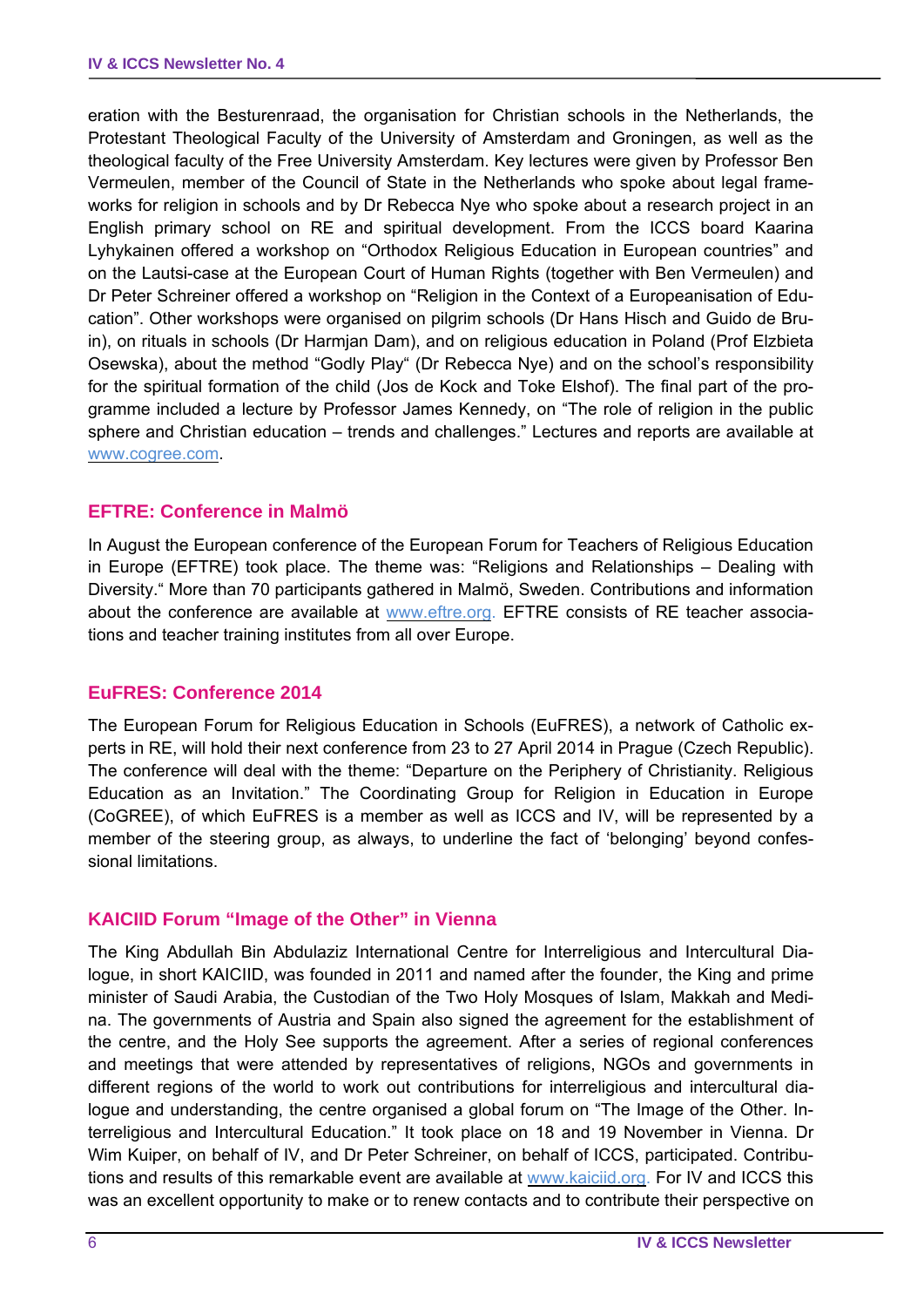eration with the Besturenraad, the organisation for Christian schools in the Netherlands, the Protestant Theological Faculty of the University of Amsterdam and Groningen, as well as the theological faculty of the Free University Amsterdam. Key lectures were given by Professor Ben Vermeulen, member of the Council of State in the Netherlands who spoke about legal frameworks for religion in schools and by Dr Rebecca Nye who spoke about a research project in an English primary school on RE and spiritual development. From the ICCS board Kaarina Lyhykainen offered a workshop on "Orthodox Religious Education in European countries" and on the Lautsi-case at the European Court of Human Rights (together with Ben Vermeulen) and Dr Peter Schreiner offered a workshop on "Religion in the Context of a Europeanisation of Education". Other workshops were organised on pilgrim schools (Dr Hans Hisch and Guido de Bruin), on rituals in schools (Dr Harmjan Dam), and on religious education in Poland (Prof Elzbieta Osewska), about the method "Godly Play" (Dr Rebecca Nye) and on the school's responsibility for the spiritual formation of the child (Jos de Kock and Toke Elshof). The final part of the programme included a lecture by Professor James Kennedy, on "The role of religion in the public sphere and Christian education – trends and challenges." Lectures and reports are available at www.cogree.com.

## EFTRE: Conference in Malmö

In August the European conference of the European Forum for Teachers of Religious Education in Europe (EFTRE) took place. The theme was: "Religions and Relationships – Dealing with Diversity." More than 70 participants gathered in Malmö, Sweden. Contributions and information about the conference are available at www.eftre.org. EFTRE consists of RE teacher associations and teacher training institutes from all over Europe.

## EuFRES: Conference 2014

The European Forum for Religious Education in Schools (EuFRES), a network of Catholic experts in RE, will hold their next conference from 23 to 27 April 2014 in Prague (Czech Republic). The conference will deal with the theme: "Departure on the Periphery of Christianity. Religious Education as an Invitation." The Coordinating Group for Religion in Education in Europe (CoGREE), of which EuFRES is a member as well as ICCS and IV, will be represented by a member of the steering group, as always, to underline the fact of 'belonging' beyond confessional limitations.

## KAICIID Forum "Image of the Other" in Vienna

The King Abdullah Bin Abdulaziz International Centre for Interreligious and Intercultural Dialogue, in short KAICIID, was founded in 2011 and named after the founder, the King and prime minister of Saudi Arabia, the Custodian of the Two Holy Mosques of Islam, Makkah and Medina. The governments of Austria and Spain also signed the agreement for the establishment of the centre, and the Holy See supports the agreement. After a series of regional conferences and meetings that were attended by representatives of religions, NGOs and governments in different regions of the world to work out contributions for interreligious and intercultural dialogue and understanding, the centre organised a global forum on "The Image of the Other. Interreligious and Intercultural Education." It took place on 18 and 19 November in Vienna. Dr Wim Kuiper, on behalf of IV, and Dr Peter Schreiner, on behalf of ICCS, participated. Contributions and results of this remarkable event are available at www.kaiciid.org. For IV and ICCS this was an excellent opportunity to make or to renew contacts and to contribute their perspective on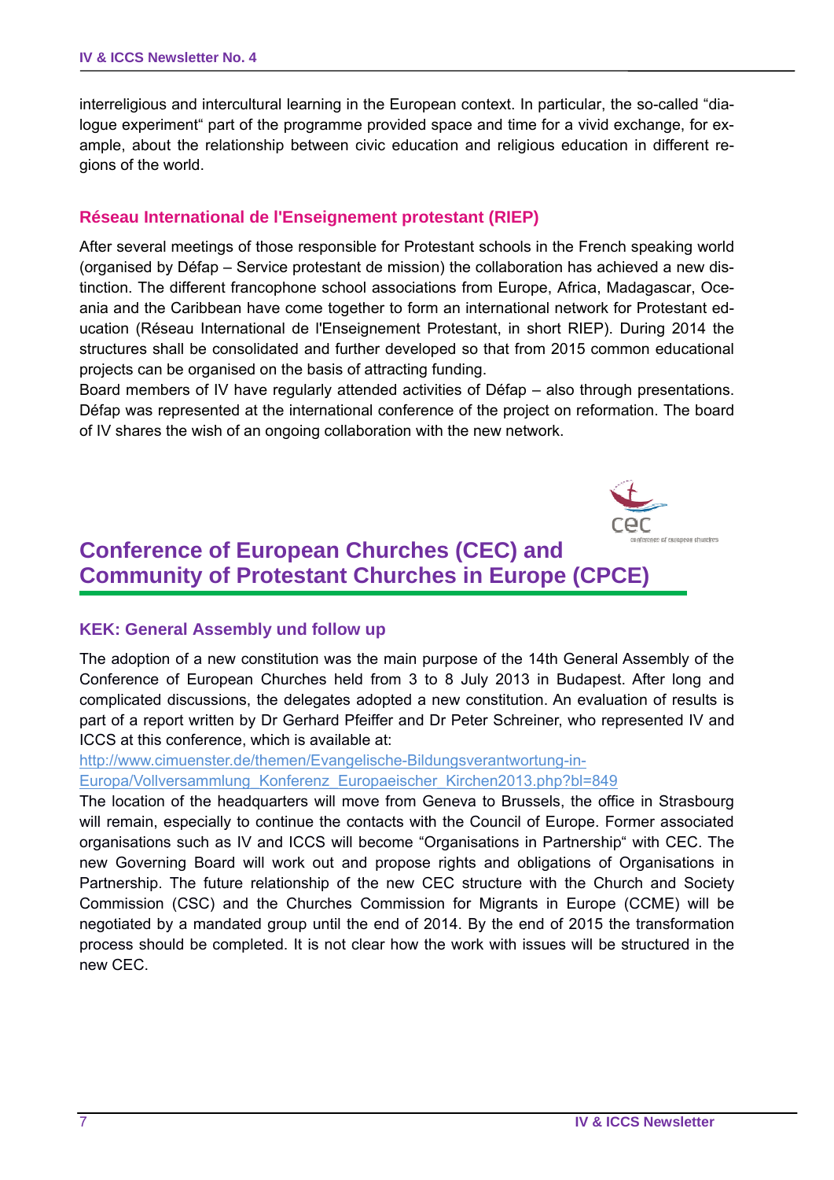interreligious and intercultural learning in the European context. In particular, the so-called "dialogue experiment" part of the programme provided space and time for a vivid exchange, for example, about the relationship between civic education and religious education in different regions of the world.

### Réseau International de l'Enseignement protestant (RIEP)

After several meetings of those responsible for Protestant schools in the French speaking world (organised by Défap – Service protestant de mission) the collaboration has achieved a new distinction. The different francophone school associations from Europe, Africa, Madagascar, Oceania and the Caribbean have come together to form an international network for Protestant education (Réseau International de l'Enseignement Protestant, in short RIEP). During 2014 the structures shall be consolidated and further developed so that from 2015 common educational projects can be organised on the basis of attracting funding.

Board members of IV have regularly attended activities of Défap – also through presentations. Défap was represented at the international conference of the project on reformation. The board of IV shares the wish of an ongoing collaboration with the new network.

## Conference of European Churches (CEC) and Community of Protestant Churches in Europe (CPCE)

### KEK: General Assembly und follow up

The adoption of a new constitution was the main purpose of the 14th General Assembly of the Conference of European Churches held from 3 to 8 July 2013 in Budapest. After long and complicated discussions, the delegates adopted a new constitution. An evaluation of results is part of a report written by Dr Gerhard Pfeiffer and Dr Peter Schreiner, who represented IV and ICCS at this conference, which is available at:

http://www.cimuenster.de/themen/Evangelische-Bildungsverantwortung-in-Europa/Vollversammlung_Konferenz_Europaeischer_Kirchen2013.php?bl=849

The location of the headquarters will move from Geneva to Brussels, the office in Strasbourg will remain, especially to continue the contacts with the Council of Europe. Former associated organisations such as IV and ICCS will become "Organisations in Partnership" with CEC. The new Governing Board will work out and propose rights and obligations of Organisations in Partnership. The future relationship of the new CEC structure with the Church and Society Commission (CSC) and the Churches Commission for Migrants in Europe (CCME) will be negotiated by a mandated group until the end of 2014. By the end of 2015 the transformation process should be completed. It is not clear how the work with issues will be structured in the new CEC.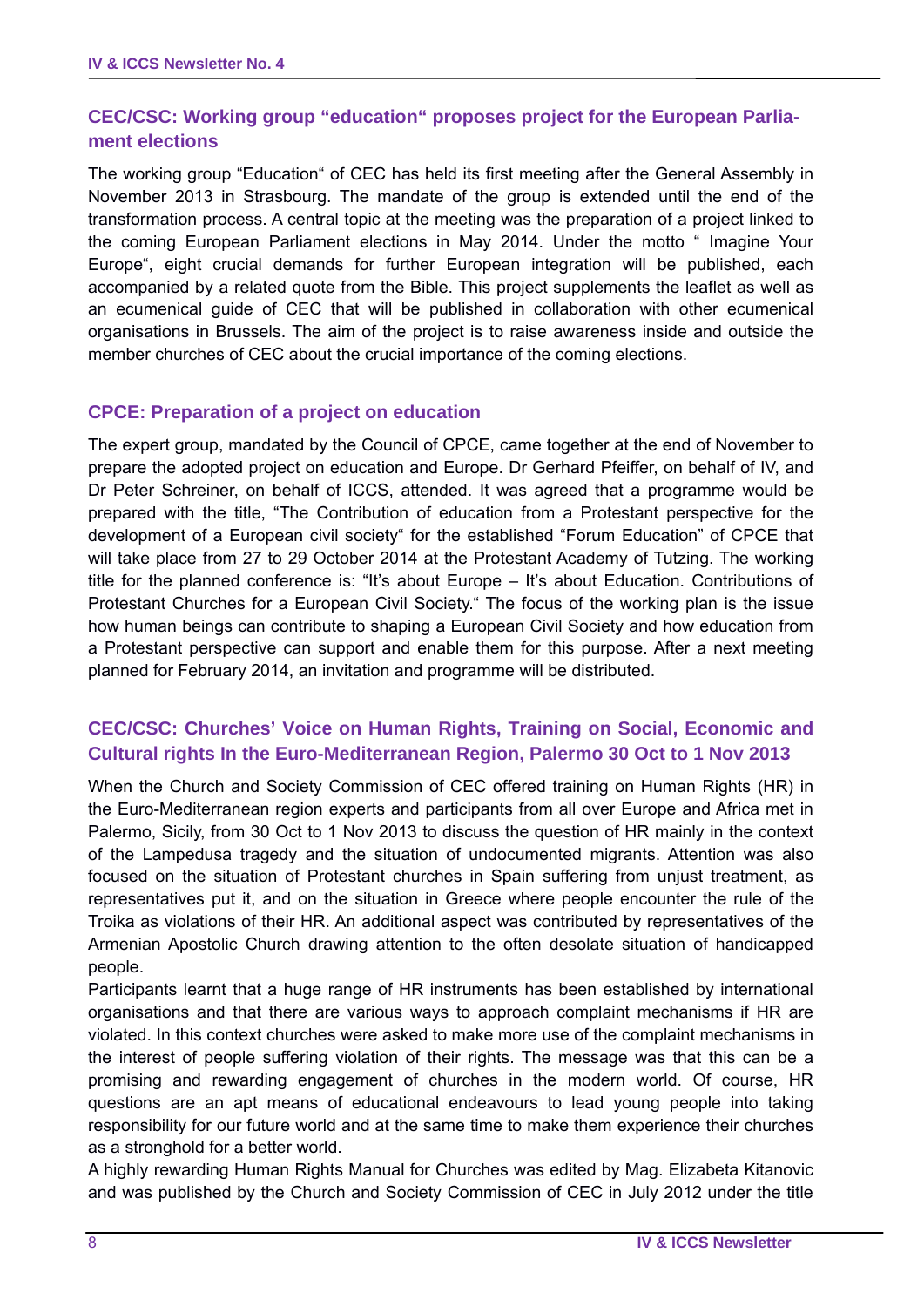## CEC/CSC: Working group "education" proposes project for the European Parliament elections

The working group "Education" of CEC has held its first meeting after the General Assembly in November 2013 in Strasbourg. The mandate of the group is extended until the end of the transformation process. A central topic at the meeting was the preparation of a project linked to the coming European Parliament elections in May 2014. Under the motto " Imagine Your Europe", eight crucial demands for further European integration will be published, each accompanied by a related quote from the Bible. This project supplements the leaflet as well as an ecumenical guide of CEC that will be published in collaboration with other ecumenical organisations in Brussels. The aim of the project is to raise awareness inside and outside the member churches of CEC about the crucial importance of the coming elections.

## CPCE: Preparation of a project on education

The expert group, mandated by the Council of CPCE, came together at the end of November to prepare the adopted project on education and Europe. Dr Gerhard Pfeiffer, on behalf of IV, and Dr Peter Schreiner, on behalf of ICCS, attended. It was agreed that a programme would be prepared with the title, "The Contribution of education from a Protestant perspective for the development of a European civil society" for the established "Forum Education" of CPCE that will take place from 27 to 29 October 2014 at the Protestant Academy of Tutzing. The working title for the planned conference is: "It's about Europe – It's about Education. Contributions of Protestant Churches for a European Civil Society." The focus of the working plan is the issue how human beings can contribute to shaping a European Civil Society and how education from a Protestant perspective can support and enable them for this purpose. After a next meeting planned for February 2014, an invitation and programme will be distributed.

## CEC/CSC: Churches' Voice on Human Rights, Training on Social, Economic and Cultural rights In the Euro-Mediterranean Region, Palermo 30 Oct to 1 Nov 2013

When the Church and Society Commission of CEC offered training on Human Rights (HR) in the Euro-Mediterranean region experts and participants from all over Europe and Africa met in Palermo, Sicily, from 30 Oct to 1 Nov 2013 to discuss the question of HR mainly in the context of the Lampedusa tragedy and the situation of undocumented migrants. Attention was also focused on the situation of Protestant churches in Spain suffering from unjust treatment, as representatives put it, and on the situation in Greece where people encounter the rule of the Troika as violations of their HR. An additional aspect was contributed by representatives of the Armenian Apostolic Church drawing attention to the often desolate situation of handicapped people.

Participants learnt that a huge range of HR instruments has been established by international organisations and that there are various ways to approach complaint mechanisms if HR are violated. In this context churches were asked to make more use of the complaint mechanisms in the interest of people suffering violation of their rights. The message was that this can be a promising and rewarding engagement of churches in the modern world. Of course, HR questions are an apt means of educational endeavours to lead young people into taking responsibility for our future world and at the same time to make them experience their churches as a stronghold for a better world.

A highly rewarding Human Rights Manual for Churches was edited by Mag. Elizabeta Kitanovic and was published by the Church and Society Commission of CEC in July 2012 under the title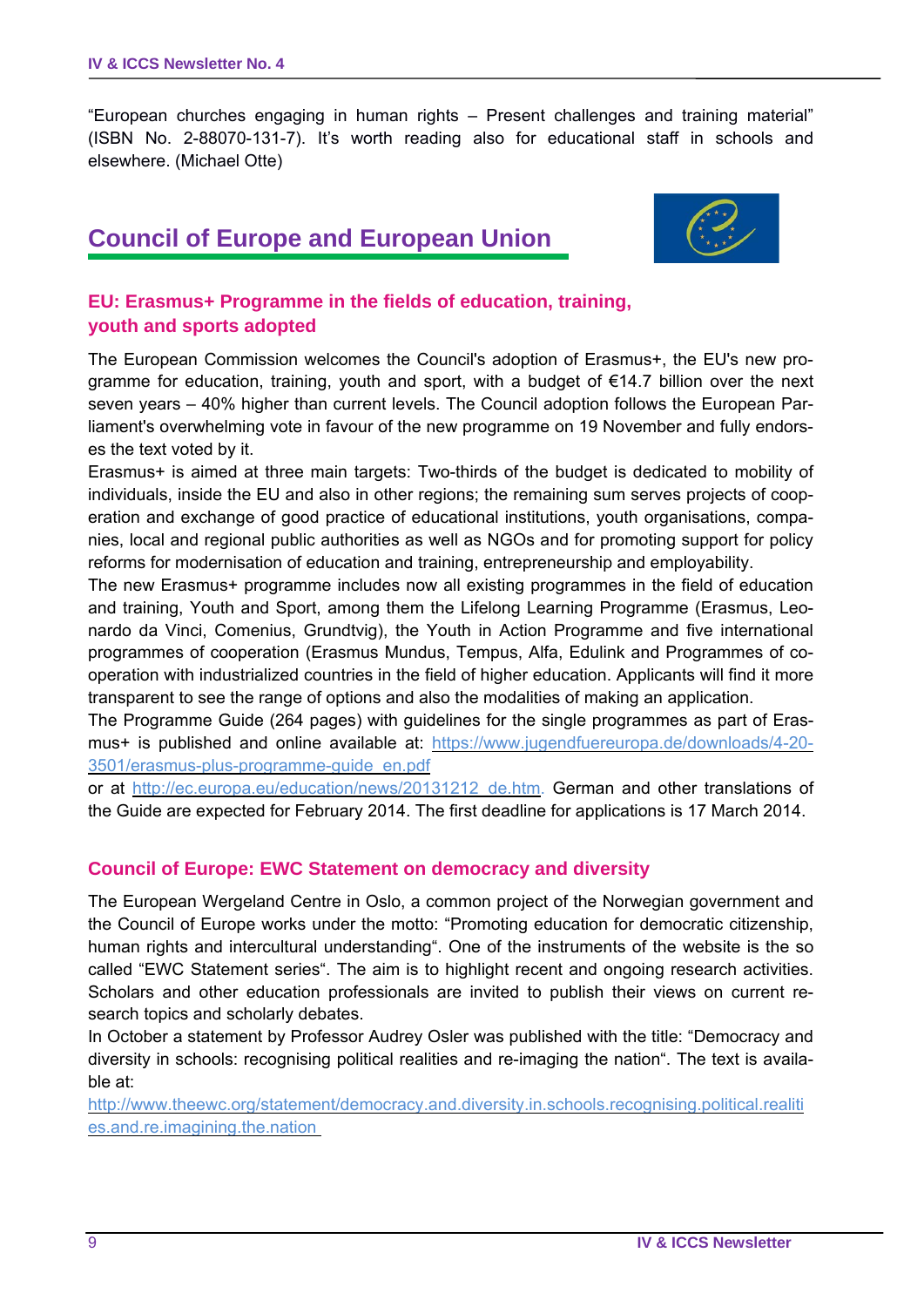"European churches engaging in human rights – Present challenges and training material" (ISBN No. 2-88070-131-7). It's worth reading also for educational staff in schools and elsewhere. (Michael Otte)

## Council of Europe and European Union

### EU: Erasmus+ Programme in the fields of education, training, youth and sports adopted

The European Commission welcomes the Council's adoption of Erasmus+, the EU's new programme for education, training, youth and sport, with a budget of €14.7 billion over the next seven years – 40% higher than current levels. The Council adoption follows the European Parliament's overwhelming vote in favour of the new programme on 19 November and fully endorses the text voted by it.

Erasmus+ is aimed at three main targets: Two-thirds of the budget is dedicated to mobility of individuals, inside the EU and also in other regions; the remaining sum serves projects of cooperation and exchange of good practice of educational institutions, youth organisations, companies, local and regional public authorities as well as NGOs and for promoting support for policy reforms for modernisation of education and training, entrepreneurship and employability.

The new Erasmus+ programme includes now all existing programmes in the field of education and training, Youth and Sport, among them the Lifelong Learning Programme (Erasmus, Leonardo da Vinci, Comenius, Grundtvig), the Youth in Action Programme and five international programmes of cooperation (Erasmus Mundus, Tempus, Alfa, Edulink and Programmes of cooperation with industrialized countries in the field of higher education. Applicants will find it more transparent to see the range of options and also the modalities of making an application.

The Programme Guide (264 pages) with guidelines for the single programmes as part of Erasmus+ is published and online available at: https://www.jugendfuereuropa.de/downloads/4-20-3501/erasmus-plus-programme-guide_en.pdf

or at http://ec.europa.eu/education/news/20131212_de.htm. German and other translations of the Guide are expected for February 2014. The first deadline for applications is 17 March 2014.

### Council of Europe: EWC Statement on democracy and diversity

The European Wergeland Centre in Oslo, a common project of the Norwegian government and the Council of Europe works under the motto: "Promoting education for democratic citizenship, human rights and intercultural understanding". One of the instruments of the website is the so called "EWC Statement series". The aim is to highlight recent and ongoing research activities. Scholars and other education professionals are invited to publish their views on current research topics and scholarly debates.

In October a statement by Professor Audrey Osler was published with the title: "Democracy and diversity in schools: recognising political realities and re-imaging the nation". The text is available at:

http://www.theewc.org/statement/democracy.and.diversity.in.schools.recognising.political.realities.and.re.imagining.the.nation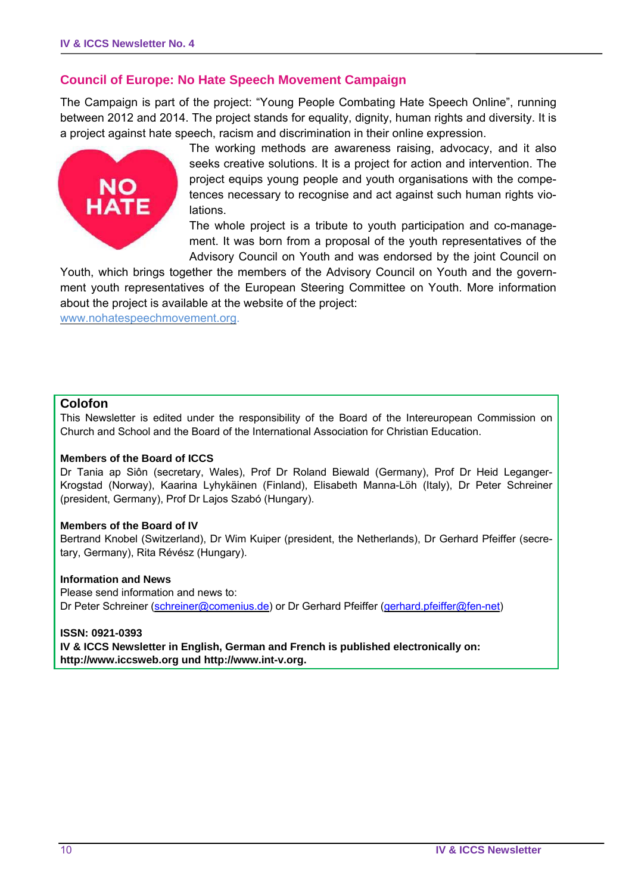## Council of Europe: No Hate Speech Movement Campaign

The Campaign is part of the project: "Young People Combating Hate Speech Online", running between 2012 and 2014. The project stands for equality, dignity, human rights and diversity. It is a project against hate speech, racism and discrimination in their online expression.

The working methods are awareness raising, advocacy, and it also seeks creative solutions. It is a project for action and intervention. The project equips young people and youth organisations with the competences necessary to recognise and act against such human rights violations.

The whole project is a tribute to youth participation and co-management. It was born from a proposal of the youth representatives of the Advisory Council on Youth and was endorsed by the joint Council on Youth, which brings together the members of the Advisory Council on Youth and the government youth representatives of the European Steering Committee on Youth. More information about the project is available at the website of the project:
www.nohatespeechmovement.org.

### Colofon

This Newsletter is edited under the responsibility of the Board of the Intereuropean Commission on Church and School and the Board of the International Association for Christian Education.

**Members of the Board of ICCS**
Dr Tania ap Siôn (secretary, Wales), Prof Dr Roland Biewald (Germany), Prof Dr Heid Leganger-Krogstad (Norway), Kaarina Lyhykäinen (Finland), Elisabeth Manna-Löh (Italy), Dr Peter Schreiner (president, Germany), Prof Dr Lajos Szabó (Hungary).

**Members of the Board of IV**
Bertrand Knobel (Switzerland), Dr Wim Kuiper (president, the Netherlands), Dr Gerhard Pfeiffer (secretary, Germany), Rita Révész (Hungary).

**Information and News**
Please send information and news to:
Dr Peter Schreiner (schreiner@comenius.de) or Dr Gerhard Pfeiffer (gerhard.pfeiffer@fen-net)

**ISSN: 0921-0393**
**IV & ICCS Newsletter in English, German and French is published electronically on:**
**http://www.iccsweb.org und http://www.int-v.org.**